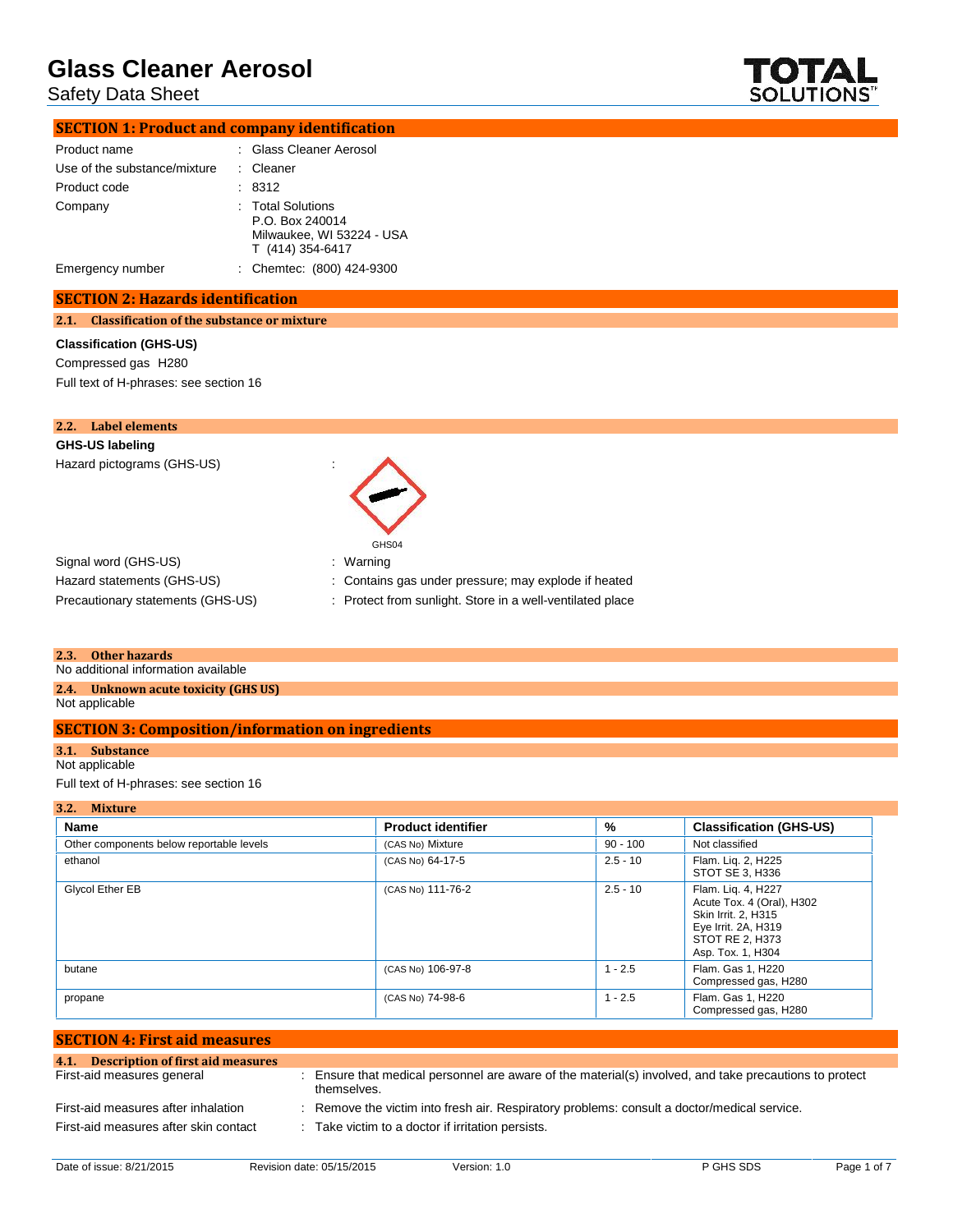# Glass Cleaner Aerosol

Safety Data Sheet

## SECTION 1: Product and company identification

| | | |
|---|---|---|
| Product name | : | Glass Cleaner Aerosol |
| Use of the substance/mixture | : | Cleaner |
| Product code | : | 8312 |
| Company | : | Total Solutions<br>P.O. Box 240014<br>Milwaukee, WI 53224 - USA<br>T (414) 354-6417 |
| Emergency number | : | Chemtec: (800) 424-9300 |

## SECTION 2: Hazards identification

### 2.1. Classification of the substance or mixture

**Classification (GHS-US)**

Compressed gas H280

Full text of H-phrases: see section 16

### 2.2. Label elements

**GHS-US labeling**

Hazard pictograms (GHS-US) :

GHS04

| | | |
|---|---|---|
| Signal word (GHS-US) | : | Warning |
| Hazard statements (GHS-US) | : | Contains gas under pressure; may explode if heated |
| Precautionary statements (GHS-US) | : | Protect from sunlight. Store in a well-ventilated place |

### 2.3. Other hazards

No additional information available

### 2.4. Unknown acute toxicity (GHS US)

Not applicable

## SECTION 3: Composition/information on ingredients

### 3.1. Substance

Not applicable

Full text of H-phrases: see section 16

### 3.2. Mixture

| Name | Product identifier | % | Classification (GHS-US) |
|---|---|---|---|
| Other components below reportable levels | (CAS No) Mixture | 90 - 100 | Not classified |
| ethanol | (CAS No) 64-17-5 | 2.5 - 10 | Flam. Liq. 2, H225<br>STOT SE 3, H336 |
| Glycol Ether EB | (CAS No) 111-76-2 | 2.5 - 10 | Flam. Liq. 4, H227<br>Acute Tox. 4 (Oral), H302<br>Skin Irrit. 2, H315<br>Eye Irrit. 2A, H319<br>STOT RE 2, H373<br>Asp. Tox. 1, H304 |
| butane | (CAS No) 106-97-8 | 1 - 2.5 | Flam. Gas 1, H220<br>Compressed gas, H280 |
| propane | (CAS No) 74-98-6 | 1 - 2.5 | Flam. Gas 1, H220<br>Compressed gas, H280 |

## SECTION 4: First aid measures

### 4.1. Description of first aid measures

| | | |
|---|---|---|
| First-aid measures general | : | Ensure that medical personnel are aware of the material(s) involved, and take precautions to protect themselves. |
| First-aid measures after inhalation | : | Remove the victim into fresh air. Respiratory problems: consult a doctor/medical service. |
| First-aid measures after skin contact | : | Take victim to a doctor if irritation persists. |

Date of issue: 8/21/2015 Revision date: 05/15/2015 Version: 1.0 P GHS SDS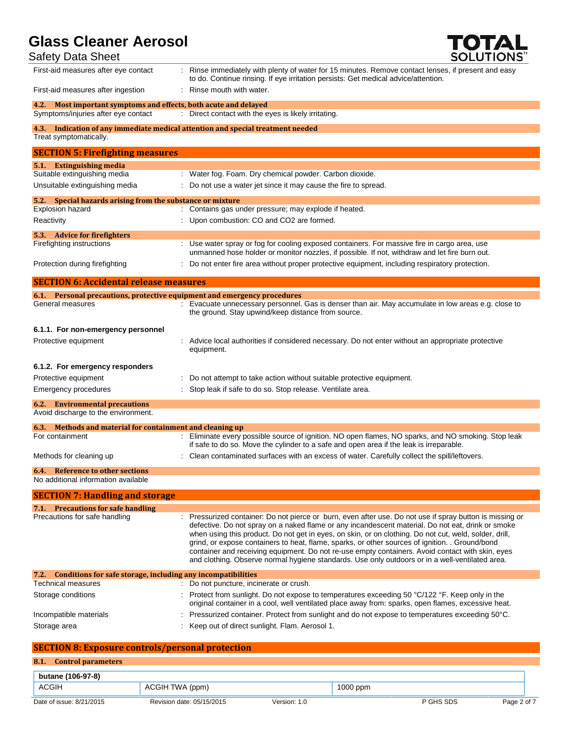First-aid measures after eye contact : Rinse immediately with plenty of water for 15 minutes. Remove contact lenses, if present and easy to do. Continue rinsing. If eye irritation persists: Get medical advice/attention.

First-aid measures after ingestion : Rinse mouth with water.

### 4.2. Most important symptoms and effects, both acute and delayed

Symptoms/injuries after eye contact : Direct contact with the eyes is likely irritating.

### 4.3. Indication of any immediate medical attention and special treatment needed

Treat symptomatically.

## SECTION 5: Firefighting measures

### 5.1. Extinguishing media

Suitable extinguishing media : Water fog. Foam. Dry chemical powder. Carbon dioxide.

Unsuitable extinguishing media : Do not use a water jet since it may cause the fire to spread.

### 5.2. Special hazards arising from the substance or mixture

Explosion hazard : Contains gas under pressure; may explode if heated.

Reactivity : Upon combustion: CO and CO2 are formed.

### 5.3. Advice for firefighters

Firefighting instructions : Use water spray or fog for cooling exposed containers. For massive fire in cargo area, use unmanned hose holder or monitor nozzles, if possible. If not, withdraw and let fire burn out.

Protection during firefighting : Do not enter fire area without proper protective equipment, including respiratory protection.

## SECTION 6: Accidental release measures

### 6.1. Personal precautions, protective equipment and emergency procedures

General measures : Evacuate unnecessary personnel. Gas is denser than air. May accumulate in low areas e.g. close to the ground. Stay upwind/keep distance from source.

#### 6.1.1. For non-emergency personnel

Protective equipment : Advice local authorities if considered necessary. Do not enter without an appropriate protective equipment.

#### 6.1.2. For emergency responders

Protective equipment : Do not attempt to take action without suitable protective equipment.

Emergency procedures : Stop leak if safe to do so. Stop release. Ventilate area.

### 6.2. Environmental precautions

Avoid discharge to the environment.

### 6.3. Methods and material for containment and cleaning up

For containment : Eliminate every possible source of ignition. NO open flames, NO sparks, and NO smoking. Stop leak if safe to do so. Move the cylinder to a safe and open area if the leak is irreparable.

Methods for cleaning up : Clean contaminated surfaces with an excess of water. Carefully collect the spill/leftovers.

### 6.4. Reference to other sections

No additional information available

## SECTION 7: Handling and storage

### 7.1. Precautions for safe handling

Precautions for safe handling : Pressurized container: Do not pierce or burn, even after use. Do not use if spray button is missing or defective. Do not spray on a naked flame or any incandescent material. Do not eat, drink or smoke when using this product. Do not get in eyes, on skin, or on clothing. Do not cut, weld, solder, drill, grind, or expose containers to heat, flame, sparks, or other sources of ignition. . Ground/bond container and receiving equipment. Do not re-use empty containers. Avoid contact with skin, eyes and clothing. Observe normal hygiene standards. Use only outdoors or in a well-ventilated area.

### 7.2. Conditions for safe storage, including any incompatibilities

Technical measures : Do not puncture, incinerate or crush.

Storage conditions : Protect from sunlight. Do not expose to temperatures exceeding 50 °C/122 °F. Keep only in the original container in a cool, well ventilated place away from: sparks, open flames, excessive heat.

Incompatible materials : Pressurized container. Protect from sunlight and do not expose to temperatures exceeding 50°C.

Storage area : Keep out of direct sunlight. Flam. Aerosol 1.

## SECTION 8: Exposure controls/personal protection

### 8.1. Control parameters

| butane (106-97-8) | | |
|---|---|---|
| ACGIH | ACGIH TWA (ppm) | 1000 ppm |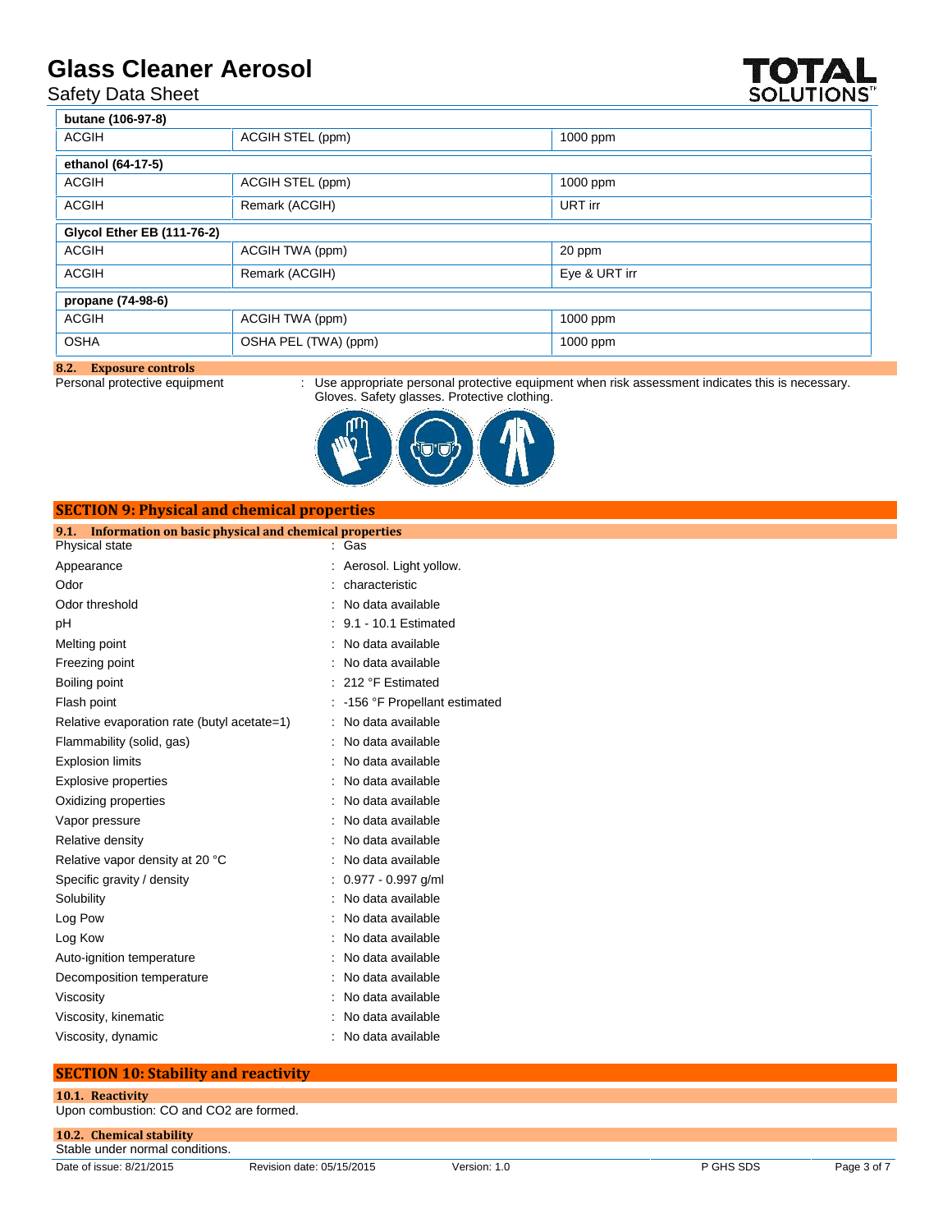| butane (106-97-8) | | |
|---|---|---|
| ACGIH | ACGIH STEL (ppm) | 1000 ppm |

| ethanol (64-17-5) | | |
|---|---|---|
| ACGIH | ACGIH STEL (ppm) | 1000 ppm |
| ACGIH | Remark (ACGIH) | URT irr |

| Glycol Ether EB (111-76-2) | | |
|---|---|---|
| ACGIH | ACGIH TWA (ppm) | 20 ppm |
| ACGIH | Remark (ACGIH) | Eye & URT irr |

| propane (74-98-6) | | |
|---|---|---|
| ACGIH | ACGIH TWA (ppm) | 1000 ppm |
| OSHA | OSHA PEL (TWA) (ppm) | 1000 ppm |

### 8.2. Exposure controls

Personal protective equipment : Use appropriate personal protective equipment when risk assessment indicates this is necessary. Gloves. Safety glasses. Protective clothing.

## SECTION 9: Physical and chemical properties

### 9.1. Information on basic physical and chemical properties

| | |
|---|---|
| Physical state | : Gas |
| Appearance | : Aerosol. Light yellow. |
| Odor | : characteristic |
| Odor threshold | : No data available |
| pH | : 9.1 - 10.1 Estimated |
| Melting point | : No data available |
| Freezing point | : No data available |
| Boiling point | : 212 °F Estimated |
| Flash point | : -156 °F Propellant estimated |
| Relative evaporation rate (butyl acetate=1) | : No data available |
| Flammability (solid, gas) | : No data available |
| Explosion limits | : No data available |
| Explosive properties | : No data available |
| Oxidizing properties | : No data available |
| Vapor pressure | : No data available |
| Relative density | : No data available |
| Relative vapor density at 20 °C | : No data available |
| Specific gravity / density | : 0.977 - 0.997 g/ml |
| Solubility | : No data available |
| Log Pow | : No data available |
| Log Kow | : No data available |
| Auto-ignition temperature | : No data available |
| Decomposition temperature | : No data available |
| Viscosity | : No data available |
| Viscosity, kinematic | : No data available |
| Viscosity, dynamic | : No data available |

## SECTION 10: Stability and reactivity

### 10.1. Reactivity

Upon combustion: CO and $CO_2$ are formed.

### 10.2. Chemical stability

Stable under normal conditions.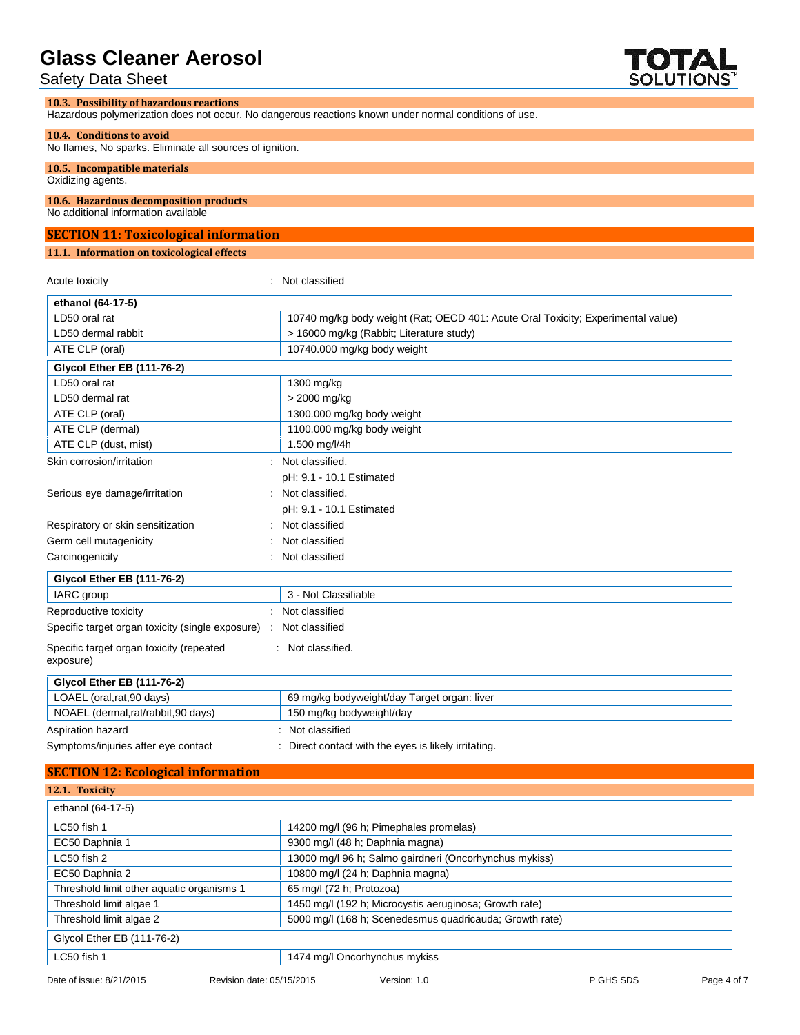### 10.3. Possibility of hazardous reactions

Hazardous polymerization does not occur. No dangerous reactions known under normal conditions of use.

### 10.4. Conditions to avoid

No flames, No sparks. Eliminate all sources of ignition.

### 10.5. Incompatible materials

Oxidizing agents.

### 10.6. Hazardous decomposition products

No additional information available

## SECTION 11: Toxicological information

### 11.1. Information on toxicological effects

Acute toxicity : Not classified

| ethanol (64-17-5) | |
|---|---|
| LD50 oral rat | 10740 mg/kg body weight (Rat; OECD 401: Acute Oral Toxicity; Experimental value) |
| LD50 dermal rabbit | > 16000 mg/kg (Rabbit; Literature study) |
| ATE CLP (oral) | 10740.000 mg/kg body weight |

| Glycol Ether EB (111-76-2) | |
|---|---|
| LD50 oral rat | 1300 mg/kg |
| LD50 dermal rat | > 2000 mg/kg |
| ATE CLP (oral) | 1300.000 mg/kg body weight |
| ATE CLP (dermal) | 1100.000 mg/kg body weight |
| ATE CLP (dust, mist) | 1.500 mg/l/4h |

Skin corrosion/irritation : Not classified.
pH: 9.1 - 10.1 Estimated

Serious eye damage/irritation : Not classified.
pH: 9.1 - 10.1 Estimated

Respiratory or skin sensitization : Not classified

Germ cell mutagenicity : Not classified

Carcinogenicity : Not classified

| Glycol Ether EB (111-76-2) | |
|---|---|
| IARC group | 3 - Not Classifiable |

Reproductive toxicity : Not classified

Specific target organ toxicity (single exposure) : Not classified

Specific target organ toxicity (repeated exposure) : Not classified.

| Glycol Ether EB (111-76-2) | |
|---|---|
| LOAEL (oral,rat,90 days) | 69 mg/kg bodyweight/day Target organ: liver |
| NOAEL (dermal,rat/rabbit,90 days) | 150 mg/kg bodyweight/day |

Aspiration hazard : Not classified

Symptoms/injuries after eye contact : Direct contact with the eyes is likely irritating.

## SECTION 12: Ecological information

### 12.1. Toxicity

| ethanol (64-17-5) | |
|---|---|
| LC50 fish 1 | 14200 mg/l (96 h; Pimephales promelas) |
| EC50 Daphnia 1 | 9300 mg/l (48 h; Daphnia magna) |
| LC50 fish 2 | 13000 mg/l 96 h; Salmo gairdneri (Oncorhynchus mykiss) |
| EC50 Daphnia 2 | 10800 mg/l (24 h; Daphnia magna) |
| Threshold limit other aquatic organisms 1 | 65 mg/l (72 h; Protozoa) |
| Threshold limit algae 1 | 1450 mg/l (192 h; Microcystis aeruginosa; Growth rate) |
| Threshold limit algae 2 | 5000 mg/l (168 h; Scenedesmus quadricauda; Growth rate) |

| Glycol Ether EB (111-76-2) | |
|---|---|
| LC50 fish 1 | 1474 mg/l Oncorhynchus mykiss |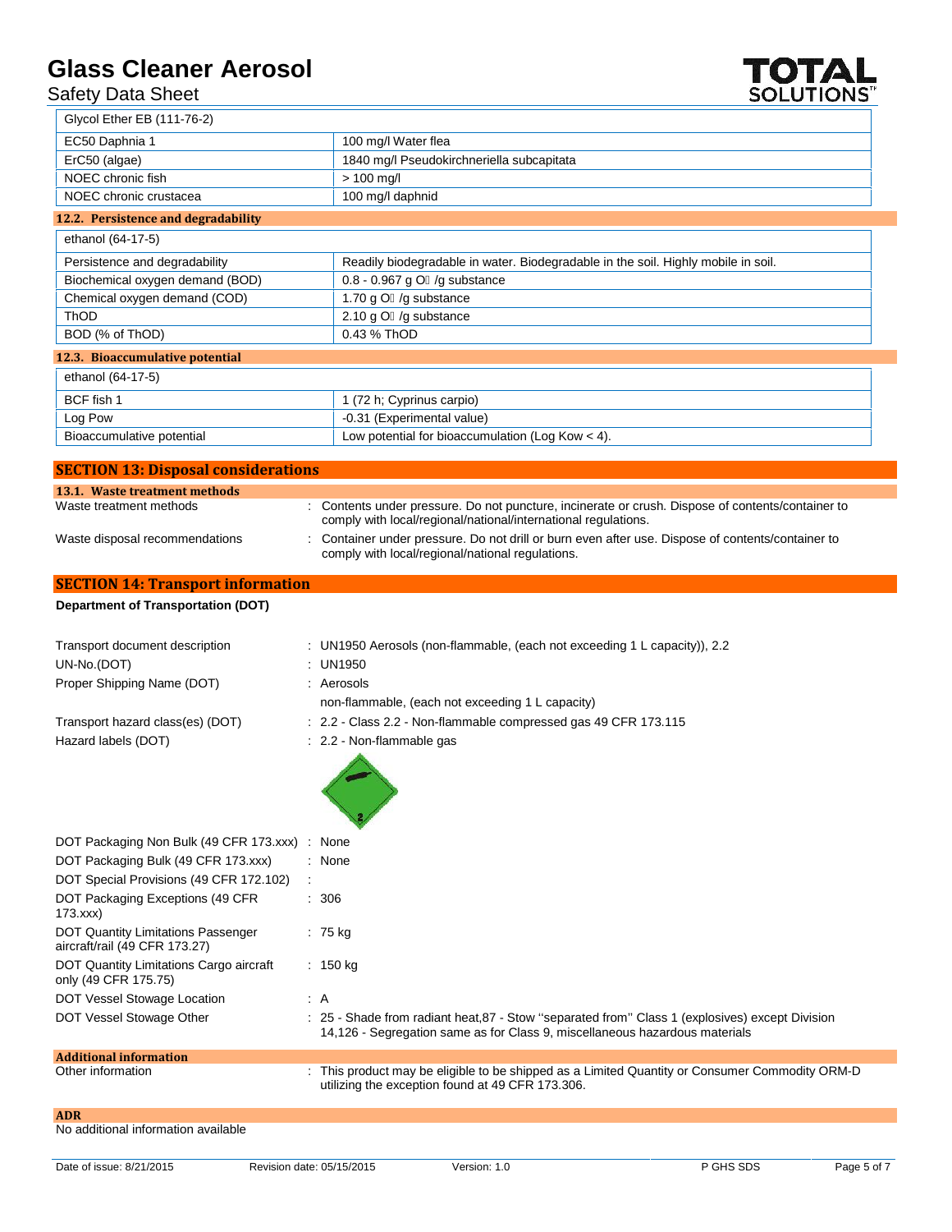| Glycol Ether EB (111-76-2) | |
|---|---|
| EC50 Daphnia 1 | 100 mg/l Water flea |
| ErC50 (algae) | 1840 mg/l Pseudokirchneriella subcapitata |
| NOEC chronic fish | > 100 mg/l |
| NOEC chronic crustacea | 100 mg/l daphnid |

### 12.2. Persistence and degradability

| ethanol (64-17-5) | |
|---|---|
| Persistence and degradability | Readily biodegradable in water. Biodegradable in the soil. Highly mobile in soil. |
| Biochemical oxygen demand (BOD) | 0.8 - 0.967 g O₂ /g substance |
| Chemical oxygen demand (COD) | 1.70 g O₂ /g substance |
| ThOD | 2.10 g O₂ /g substance |
| BOD (% of ThOD) | 0.43 % ThOD |

### 12.3. Bioaccumulative potential

| ethanol (64-17-5) | |
|---|---|
| BCF fish 1 | 1 (72 h; Cyprinus carpio) |
| Log Pow | -0.31 (Experimental value) |
| Bioaccumulative potential | Low potential for bioaccumulation (Log Kow < 4). |

## SECTION 13: Disposal considerations

### 13.1. Waste treatment methods

Waste treatment methods : Contents under pressure. Do not puncture, incinerate or crush. Dispose of contents/container to comply with local/regional/national/international regulations.

Waste disposal recommendations : Container under pressure. Do not drill or burn even after use. Dispose of contents/container to comply with local/regional/national regulations.

## SECTION 14: Transport information

**Department of Transportation (DOT)**

Transport document description : UN1950 Aerosols (non-flammable, (each not exceeding 1 L capacity)), 2.2

UN-No.(DOT) : UN1950

Proper Shipping Name (DOT) : Aerosols
non-flammable, (each not exceeding 1 L capacity)

Transport hazard class(es) (DOT) : 2.2 - Class 2.2 - Non-flammable compressed gas 49 CFR 173.115

Hazard labels (DOT) : 2.2 - Non-flammable gas

DOT Packaging Non Bulk (49 CFR 173.xxx) : None

DOT Packaging Bulk (49 CFR 173.xxx) : None

DOT Special Provisions (49 CFR 172.102) :

DOT Packaging Exceptions (49 CFR 173.xxx) : 306

DOT Quantity Limitations Passenger aircraft/rail (49 CFR 173.27) : 75 kg

DOT Quantity Limitations Cargo aircraft only (49 CFR 175.75) : 150 kg

DOT Vessel Stowage Location : A

DOT Vessel Stowage Other : 25 - Shade from radiant heat,87 - Stow "separated from" Class 1 (explosives) except Division 14,126 - Segregation same as for Class 9, miscellaneous hazardous materials

### Additional information

Other information : This product may be eligible to be shipped as a Limited Quantity or Consumer Commodity ORM-D utilizing the exception found at 49 CFR 173.306.

### ADR

No additional information available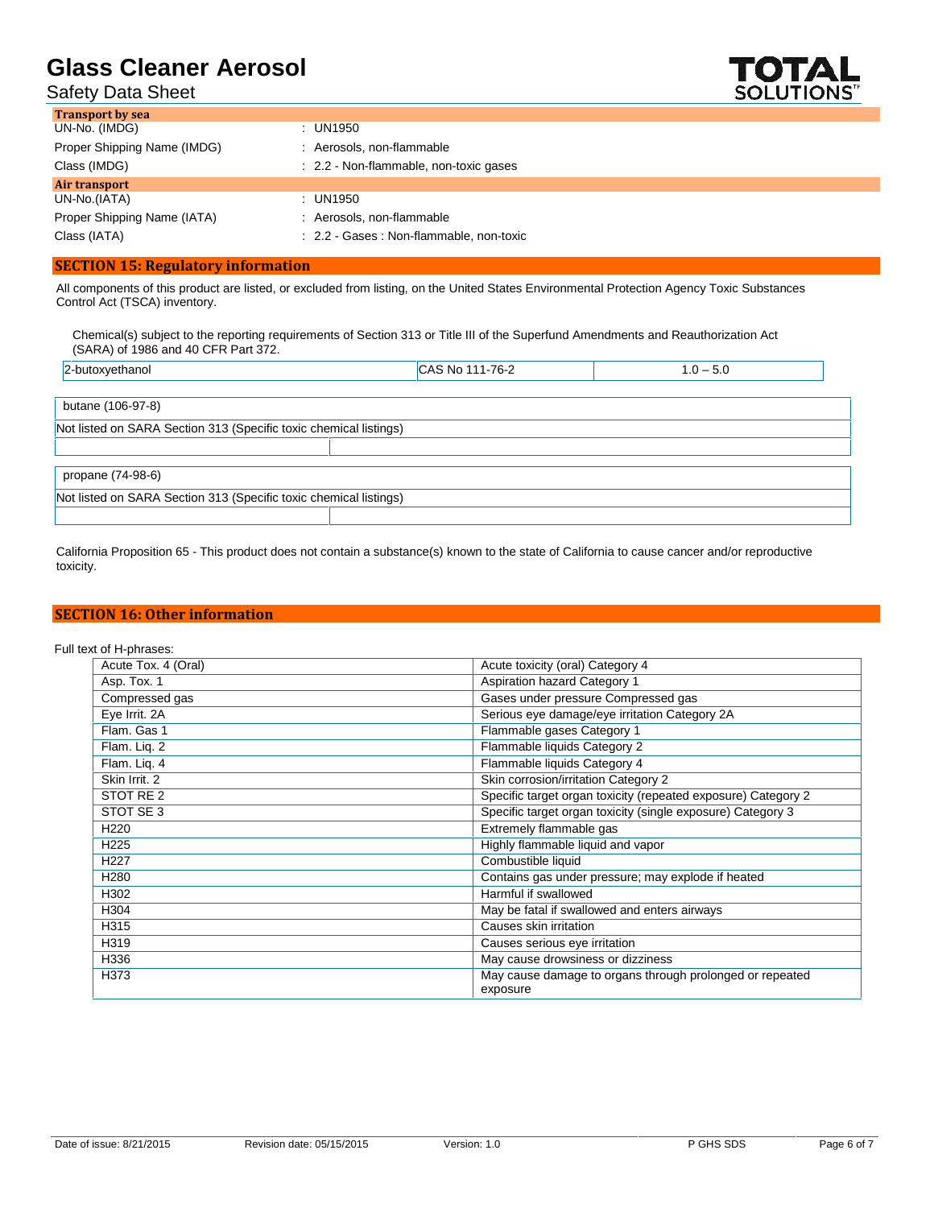**Transport by sea**

| | |
|---|---|
| UN-No. (IMDG) | : UN1950 |
| Proper Shipping Name (IMDG) | : Aerosols, non-flammable |
| Class (IMDG) | : 2.2 - Non-flammable, non-toxic gases |

**Air transport**

| | |
|---|---|
| UN-No.(IATA) | : UN1950 |
| Proper Shipping Name (IATA) | : Aerosols, non-flammable |
| Class (IATA) | : 2.2 - Gases : Non-flammable, non-toxic |

## SECTION 15: Regulatory information

All components of this product are listed, or excluded from listing, on the United States Environmental Protection Agency Toxic Substances Control Act (TSCA) inventory.

Chemical(s) subject to the reporting requirements of Section 313 or Title III of the Superfund Amendments and Reauthorization Act (SARA) of 1986 and 40 CFR Part 372.

| | | |
|---|---|---|
| 2-butoxyethanol | CAS No 111-76-2 | 1.0 – 5.0 |

| butane (106-97-8) | |
|---|---|
| Not listed on SARA Section 313 (Specific toxic chemical listings) | |
| | |

| propane (74-98-6) | |
|---|---|
| Not listed on SARA Section 313 (Specific toxic chemical listings) | |
| | |

California Proposition 65 - This product does not contain a substance(s) known to the state of California to cause cancer and/or reproductive toxicity.

## SECTION 16: Other information

Full text of H-phrases:

| | |
|---|---|
| Acute Tox. 4 (Oral) | Acute toxicity (oral) Category 4 |
| Asp. Tox. 1 | Aspiration hazard Category 1 |
| Compressed gas | Gases under pressure Compressed gas |
| Eye Irrit. 2A | Serious eye damage/eye irritation Category 2A |
| Flam. Gas 1 | Flammable gases Category 1 |
| Flam. Liq. 2 | Flammable liquids Category 2 |
| Flam. Liq. 4 | Flammable liquids Category 4 |
| Skin Irrit. 2 | Skin corrosion/irritation Category 2 |
| STOT RE 2 | Specific target organ toxicity (repeated exposure) Category 2 |
| STOT SE 3 | Specific target organ toxicity (single exposure) Category 3 |
| H220 | Extremely flammable gas |
| H225 | Highly flammable liquid and vapor |
| H227 | Combustible liquid |
| H280 | Contains gas under pressure; may explode if heated |
| H302 | Harmful if swallowed |
| H304 | May be fatal if swallowed and enters airways |
| H315 | Causes skin irritation |
| H319 | Causes serious eye irritation |
| H336 | May cause drowsiness or dizziness |
| H373 | May cause damage to organs through prolonged or repeated exposure |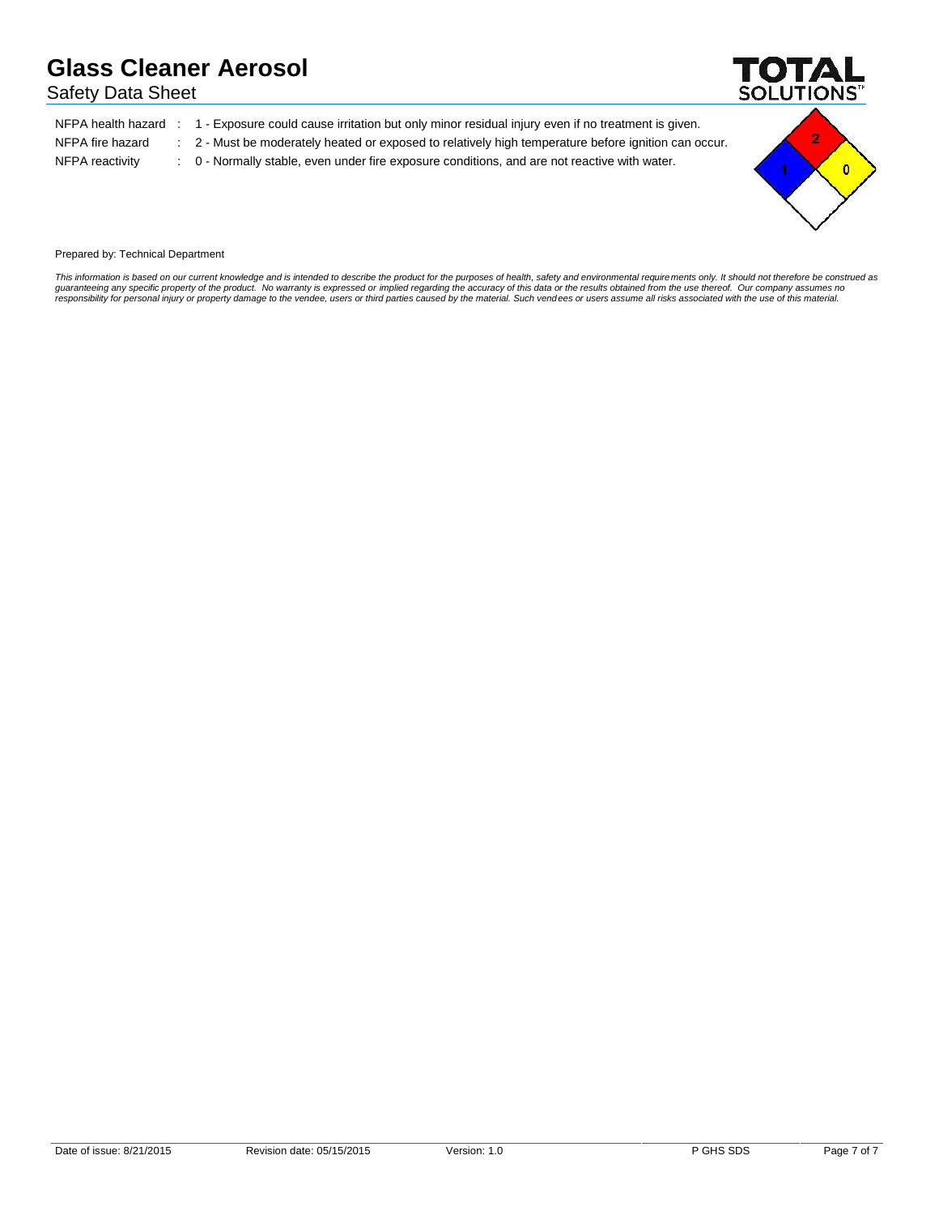NFPA health hazard : 1 - Exposure could cause irritation but only minor residual injury even if no treatment is given.

NFPA fire hazard : 2 - Must be moderately heated or exposed to relatively high temperature before ignition can occur.

NFPA reactivity : 0 - Normally stable, even under fire exposure conditions, and are not reactive with water.

Prepared by: Technical Department

*This information is based on our current knowledge and is intended to describe the product for the purposes of health, safety and environmental requirements only. It should not therefore be construed as guaranteeing any specific property of the product. No warranty is expressed or implied regarding the accuracy of this data or the results obtained from the use thereof. Our company assumes no responsibility for personal injury or property damage to the vendee, users or third parties caused by the material. Such vendees or users assume all risks associated with the use of this material.*